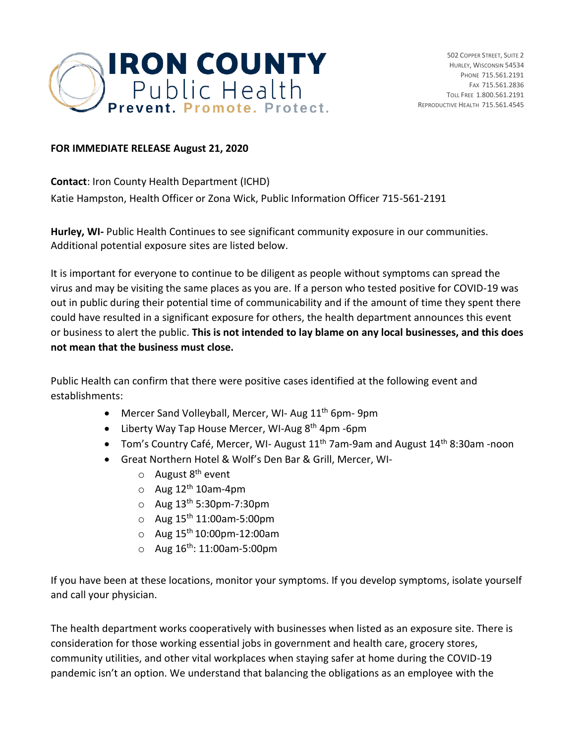**IRON COUNTY**
Public Health
**Prevent. Promote. Protect.**

502 Copper Street, Suite 2
Hurley, Wisconsin 54534
Phone 715.561.2191
Fax 715.561.2836
Toll Free 1.800.561.2191
Reproductive Health 715.561.4545

**FOR IMMEDIATE RELEASE August 21, 2020**

**Contact**: Iron County Health Department (ICHD)
Katie Hampston, Health Officer or Zona Wick, Public Information Officer 715-561-2191

**Hurley, WI-** Public Health Continues to see significant community exposure in our communities. Additional potential exposure sites are listed below.

It is important for everyone to continue to be diligent as people without symptoms can spread the virus and may be visiting the same places as you are. If a person who tested positive for COVID-19 was out in public during their potential time of communicability and if the amount of time they spent there could have resulted in a significant exposure for others, the health department announces this event or business to alert the public. **This is not intended to lay blame on any local businesses, and this does not mean that the business must close.**

Public Health can confirm that there were positive cases identified at the following event and establishments:

- Mercer Sand Volleyball, Mercer, WI- Aug 11th 6pm- 9pm
- Liberty Way Tap House Mercer, WI-Aug 8th 4pm -6pm
- Tom's Country Café, Mercer, WI- August 11th 7am-9am and August 14th 8:30am -noon
- Great Northern Hotel & Wolf's Den Bar & Grill, Mercer, WI-
  - August 8th event
  - Aug 12th 10am-4pm
  - Aug 13th 5:30pm-7:30pm
  - Aug 15th 11:00am-5:00pm
  - Aug 15th 10:00pm-12:00am
  - Aug 16th: 11:00am-5:00pm

If you have been at these locations, monitor your symptoms. If you develop symptoms, isolate yourself and call your physician.

The health department works cooperatively with businesses when listed as an exposure site. There is consideration for those working essential jobs in government and health care, grocery stores, community utilities, and other vital workplaces when staying safer at home during the COVID-19 pandemic isn't an option. We understand that balancing the obligations as an employee with the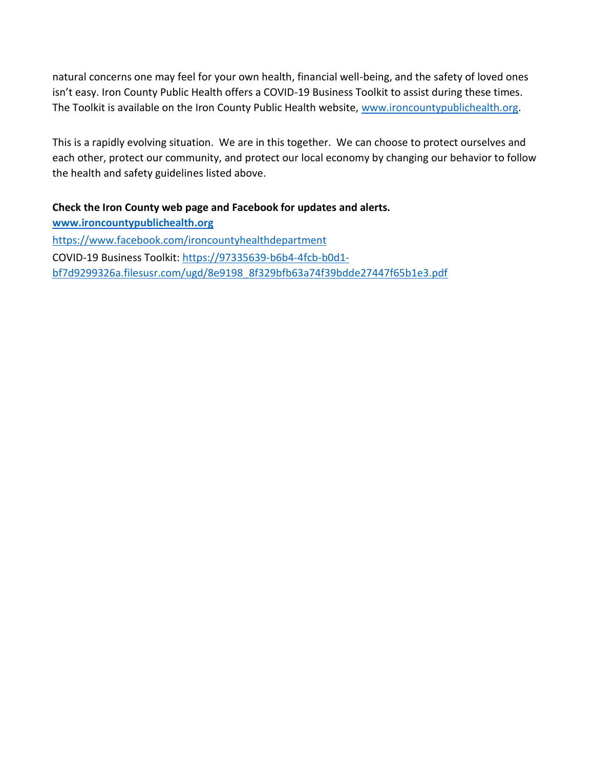natural concerns one may feel for your own health, financial well-being, and the safety of loved ones isn't easy. Iron County Public Health offers a COVID-19 Business Toolkit to assist during these times. The Toolkit is available on the Iron County Public Health website, [www.ironcountypublichealth.org](http://www.ironcountypublichealth.org).

This is a rapidly evolving situation. We are in this together. We can choose to protect ourselves and each other, protect our community, and protect our local economy by changing our behavior to follow the health and safety guidelines listed above.

**Check the Iron County web page and Facebook for updates and alerts.**

**[www.ironcountypublichealth.org](http://www.ironcountypublichealth.org)**

[https://www.facebook.com/ironcountyhealthdepartment](https://www.facebook.com/ironcountyhealthdepartment)

COVID-19 Business Toolkit: [https://97335639-b6b4-4fcb-b0d1-bf7d9299326a.filesusr.com/ugd/8e9198_8f329bfb63a74f39bdde27447f65b1e3.pdf](https://97335639-b6b4-4fcb-b0d1-bf7d9299326a.filesusr.com/ugd/8e9198_8f329bfb63a74f39bdde27447f65b1e3.pdf)